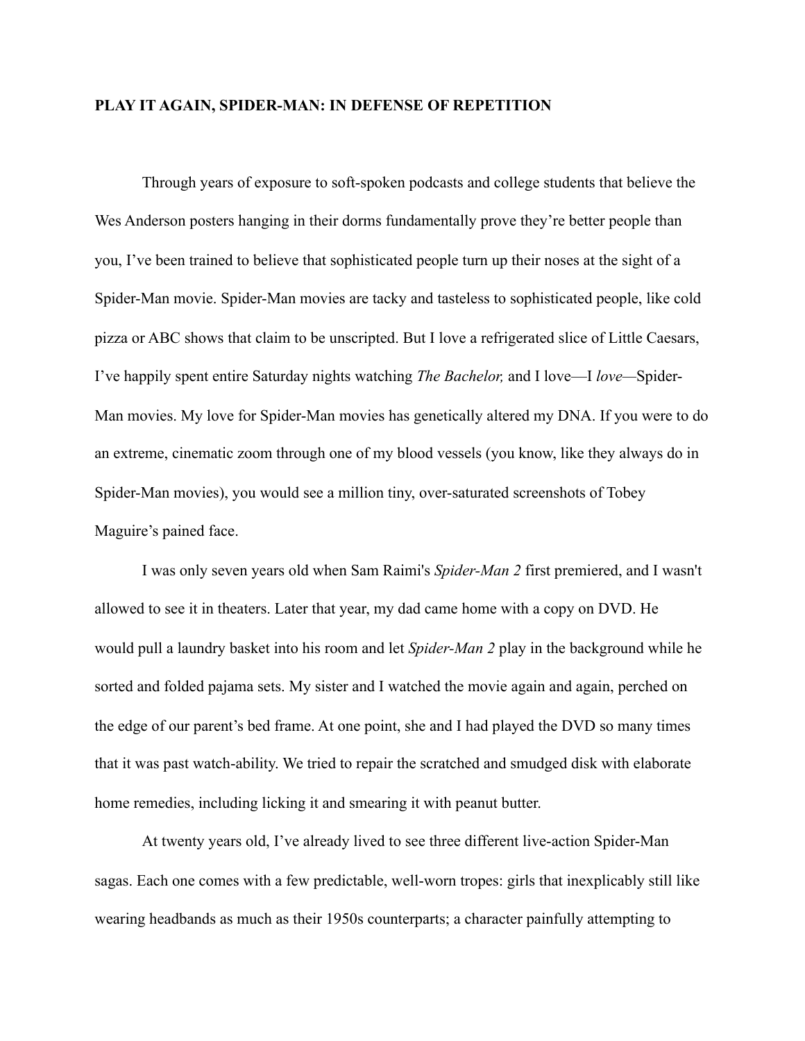**PLAY IT AGAIN, SPIDER-MAN: IN DEFENSE OF REPETITION**

Through years of exposure to soft-spoken podcasts and college students that believe the Wes Anderson posters hanging in their dorms fundamentally prove they're better people than you, I've been trained to believe that sophisticated people turn up their noses at the sight of a Spider-Man movie. Spider-Man movies are tacky and tasteless to sophisticated people, like cold pizza or ABC shows that claim to be unscripted. But I love a refrigerated slice of Little Caesars, I've happily spent entire Saturday nights watching *The Bachelor,* and I love—I *love*—Spider-Man movies. My love for Spider-Man movies has genetically altered my DNA. If you were to do an extreme, cinematic zoom through one of my blood vessels (you know, like they always do in Spider-Man movies), you would see a million tiny, over-saturated screenshots of Tobey Maguire's pained face.

I was only seven years old when Sam Raimi's *Spider-Man 2* first premiered, and I wasn't allowed to see it in theaters. Later that year, my dad came home with a copy on DVD. He would pull a laundry basket into his room and let *Spider-Man 2* play in the background while he sorted and folded pajama sets. My sister and I watched the movie again and again, perched on the edge of our parent's bed frame. At one point, she and I had played the DVD so many times that it was past watch-ability. We tried to repair the scratched and smudged disk with elaborate home remedies, including licking it and smearing it with peanut butter.

At twenty years old, I've already lived to see three different live-action Spider-Man sagas. Each one comes with a few predictable, well-worn tropes: girls that inexplicably still like wearing headbands as much as their 1950s counterparts; a character painfully attempting to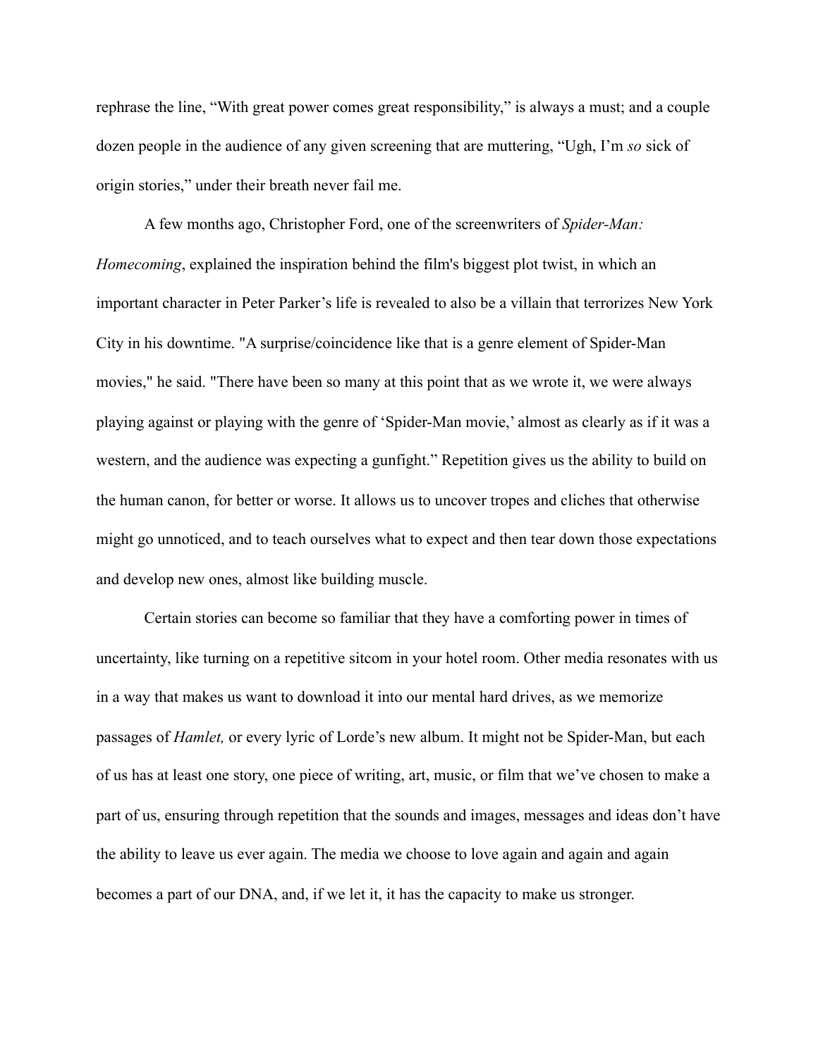rephrase the line, “With great power comes great responsibility,” is always a must; and a couple dozen people in the audience of any given screening that are muttering, “Ugh, I’m *so* sick of origin stories,” under their breath never fail me.

A few months ago, Christopher Ford, one of the screenwriters of *Spider-Man: Homecoming*, explained the inspiration behind the film's biggest plot twist, in which an important character in Peter Parker’s life is revealed to also be a villain that terrorizes New York City in his downtime. "A surprise/coincidence like that is a genre element of Spider-Man movies," he said. "There have been so many at this point that as we wrote it, we were always playing against or playing with the genre of ‘Spider-Man movie,’ almost as clearly as if it was a western, and the audience was expecting a gunfight.” Repetition gives us the ability to build on the human canon, for better or worse. It allows us to uncover tropes and cliches that otherwise might go unnoticed, and to teach ourselves what to expect and then tear down those expectations and develop new ones, almost like building muscle.

Certain stories can become so familiar that they have a comforting power in times of uncertainty, like turning on a repetitive sitcom in your hotel room. Other media resonates with us in a way that makes us want to download it into our mental hard drives, as we memorize passages of *Hamlet,* or every lyric of Lorde’s new album. It might not be Spider-Man, but each of us has at least one story, one piece of writing, art, music, or film that we’ve chosen to make a part of us, ensuring through repetition that the sounds and images, messages and ideas don’t have the ability to leave us ever again. The media we choose to love again and again and again becomes a part of our DNA, and, if we let it, it has the capacity to make us stronger.